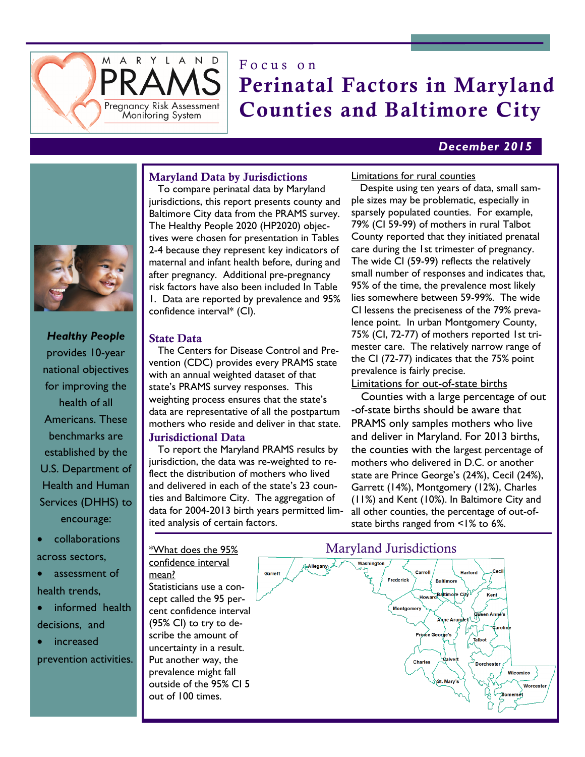MARYLAND PRAMS

Pregnancy Risk Assessment Monitoring System

# Focus on Perinatal Factors in Maryland Counties and Baltimore City

***December 2015***

***Healthy People*** provides 10-year national objectives for improving the health of all Americans. These benchmarks are established by the U.S. Department of Health and Human Services (DHHS) to encourage:

- collaborations across sectors,
- assessment of health trends,
- informed health decisions, and
- increased prevention activities.

## Maryland Data by Jurisdictions

To compare perinatal data by Maryland jurisdictions, this report presents county and Baltimore City data from the PRAMS survey. The Healthy People 2020 (HP2020) objectives were chosen for presentation in Tables 2-4 because they represent key indicators of maternal and infant health before, during and after pregnancy. Additional pre-pregnancy risk factors have also been included In Table 1. Data are reported by prevalence and 95% confidence interval* (CI).

## State Data

The Centers for Disease Control and Prevention (CDC) provides every PRAMS state with an annual weighted dataset of that state's PRAMS survey responses. This weighting process ensures that the state's data are representative of all the postpartum mothers who reside and deliver in that state.

## Jurisdictional Data

To report the Maryland PRAMS results by jurisdiction, the data was re-weighted to reflect the distribution of mothers who lived and delivered in each of the state's 23 counties and Baltimore City. The aggregation of data for 2004-2013 births years permitted limited analysis of certain factors.

Limitations for rural counties

Despite using ten years of data, small sample sizes may be problematic, especially in sparsely populated counties. For example, 79% (CI 59-99) of mothers in rural Talbot County reported that they initiated prenatal care during the 1st trimester of pregnancy. The wide CI (59-99) reflects the relatively small number of responses and indicates that, 95% of the time, the prevalence most likely lies somewhere between 59-99%. The wide CI lessens the preciseness of the 79% prevalence point. In urban Montgomery County, 75% (CI, 72-77) of mothers reported 1st trimester care. The relatively narrow range of the CI (72-77) indicates that the 75% point prevalence is fairly precise.

Limitations for out-of-state births

Counties with a large percentage of out-of-state births should be aware that PRAMS only samples mothers who live and deliver in Maryland. For 2013 births, the counties with the largest percentage of mothers who delivered in D.C. or another state are Prince George's (24%), Cecil (24%), Garrett (14%), Montgomery (12%), Charles (11%) and Kent (10%). In Baltimore City and all other counties, the percentage of out-of-state births ranged from <1% to 6%.

*What does the 95% confidence interval mean?*

Statisticians use a concept called the 95 percent confidence interval (95% CI) to try to describe the amount of uncertainty in a result. Put another way, the prevalence might fall outside of the 95% CI 5 out of 100 times.

## Maryland Jurisdictions

Garrett
Allegany
Washington
Frederick
Carroll
Baltimore
Harford
Cecil
Howard
Baltimore City
Kent
Montgomery
Anne Arundel
Queen Anne's
Caroline
Prince George's
Talbot
Charles
Calvert
Dorchester
St. Mary's
Wicomico
Worcester
Somerset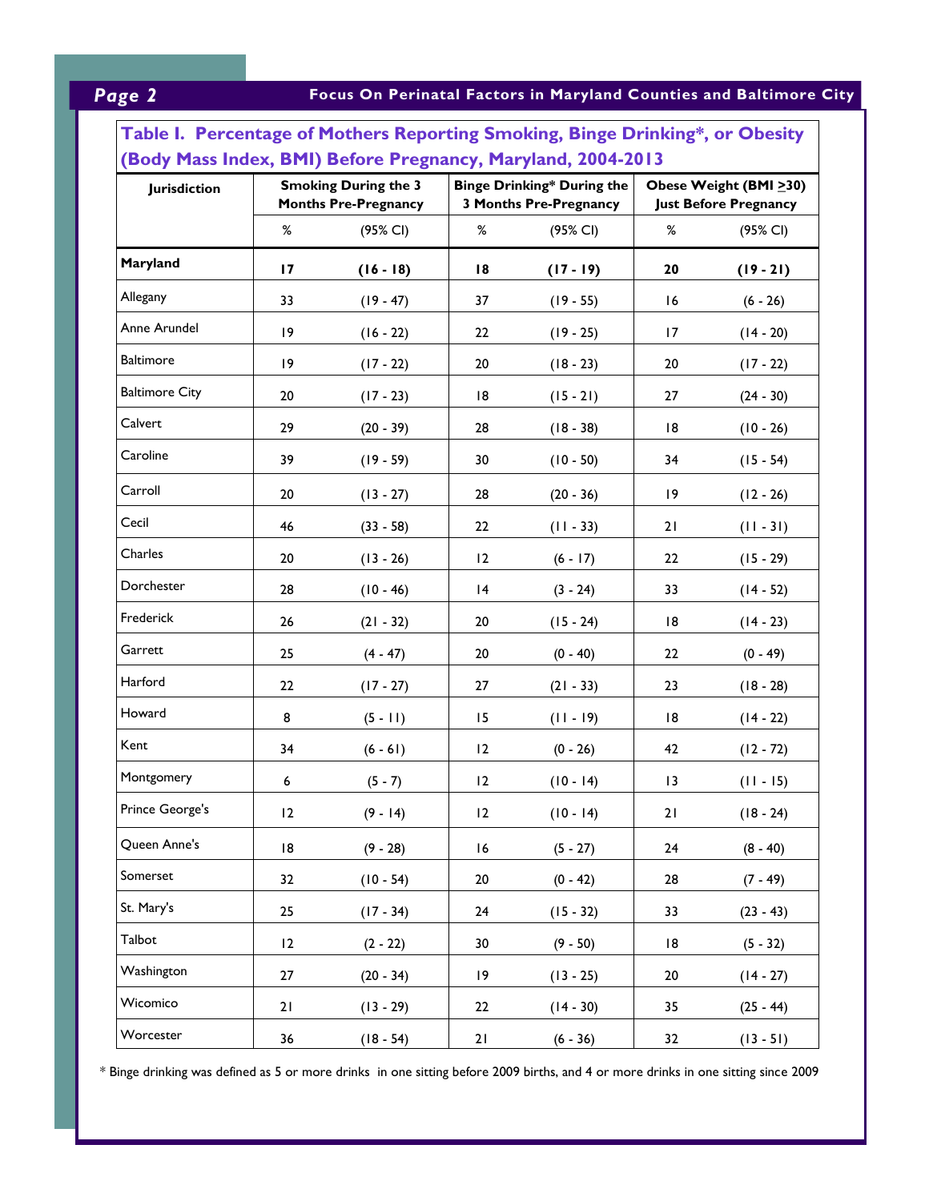## Table I. Percentage of Mothers Reporting Smoking, Binge Drinking*, or Obesity (Body Mass Index, BMI) Before Pregnancy, Maryland, 2004-2013

| Jurisdiction | Smoking During the 3 Months Pre-Pregnancy | | Binge Drinking* During the 3 Months Pre-Pregnancy | | Obese Weight (BMI ≥30) Just Before Pregnancy | |
|---|---|---|---|---|---|---|
| | % | (95% CI) | % | (95% CI) | % | (95% CI) |
| **Maryland** | **17** | **(16 - 18)** | **18** | **(17 - 19)** | **20** | **(19 - 21)** |
| Allegany | 33 | (19 - 47) | 37 | (19 - 55) | 16 | (6 - 26) |
| Anne Arundel | 19 | (16 - 22) | 22 | (19 - 25) | 17 | (14 - 20) |
| Baltimore | 19 | (17 - 22) | 20 | (18 - 23) | 20 | (17 - 22) |
| Baltimore City | 20 | (17 - 23) | 18 | (15 - 21) | 27 | (24 - 30) |
| Calvert | 29 | (20 - 39) | 28 | (18 - 38) | 18 | (10 - 26) |
| Caroline | 39 | (19 - 59) | 30 | (10 - 50) | 34 | (15 - 54) |
| Carroll | 20 | (13 - 27) | 28 | (20 - 36) | 19 | (12 - 26) |
| Cecil | 46 | (33 - 58) | 22 | (11 - 33) | 21 | (11 - 31) |
| Charles | 20 | (13 - 26) | 12 | (6 - 17) | 22 | (15 - 29) |
| Dorchester | 28 | (10 - 46) | 14 | (3 - 24) | 33 | (14 - 52) |
| Frederick | 26 | (21 - 32) | 20 | (15 - 24) | 18 | (14 - 23) |
| Garrett | 25 | (4 - 47) | 20 | (0 - 40) | 22 | (0 - 49) |
| Harford | 22 | (17 - 27) | 27 | (21 - 33) | 23 | (18 - 28) |
| Howard | 8 | (5 - 11) | 15 | (11 - 19) | 18 | (14 - 22) |
| Kent | 34 | (6 - 61) | 12 | (0 - 26) | 42 | (12 - 72) |
| Montgomery | 6 | (5 - 7) | 12 | (10 - 14) | 13 | (11 - 15) |
| Prince George's | 12 | (9 - 14) | 12 | (10 - 14) | 21 | (18 - 24) |
| Queen Anne's | 18 | (9 - 28) | 16 | (5 - 27) | 24 | (8 - 40) |
| Somerset | 32 | (10 - 54) | 20 | (0 - 42) | 28 | (7 - 49) |
| St. Mary's | 25 | (17 - 34) | 24 | (15 - 32) | 33 | (23 - 43) |
| Talbot | 12 | (2 - 22) | 30 | (9 - 50) | 18 | (5 - 32) |
| Washington | 27 | (20 - 34) | 19 | (13 - 25) | 20 | (14 - 27) |
| Wicomico | 21 | (13 - 29) | 22 | (14 - 30) | 35 | (25 - 44) |
| Worcester | 36 | (18 - 54) | 21 | (6 - 36) | 32 | (13 - 51) |

* Binge drinking was defined as 5 or more drinks in one sitting before 2009 births, and 4 or more drinks in one sitting since 2009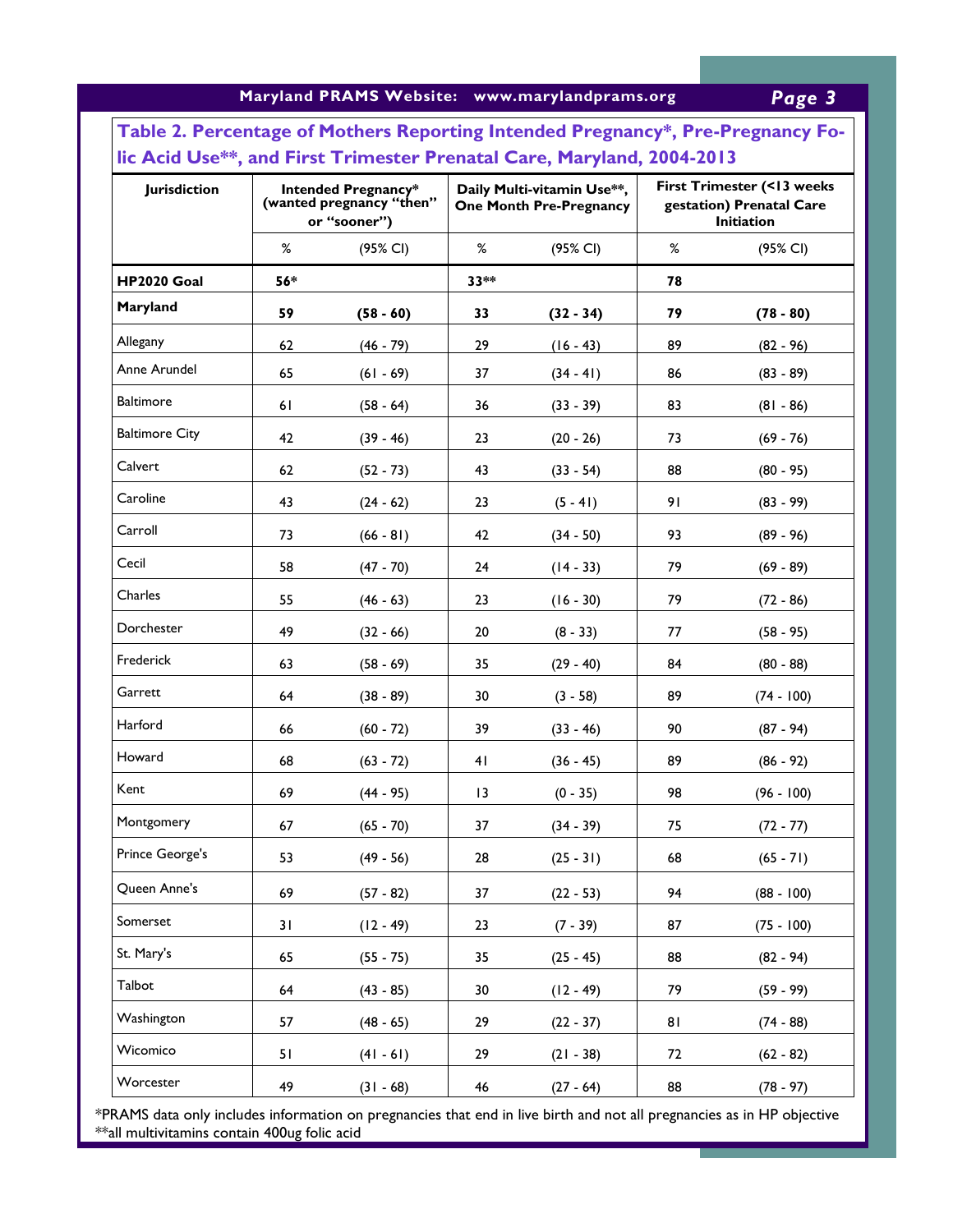## Table 2. Percentage of Mothers Reporting Intended Pregnancy*, Pre-Pregnancy Folic Acid Use**, and First Trimester Prenatal Care, Maryland, 2004-2013

| Jurisdiction | Intended Pregnancy* (wanted pregnancy "then" or "sooner") | | Daily Multi-vitamin Use**, One Month Pre-Pregnancy | | First Trimester (<13 weeks gestation) Prenatal Care Initiation | |
|---|---|---|---|---|---|---|
| | % | (95% CI) | % | (95% CI) | % | (95% CI) |
| **HP2020 Goal** | **56*** | | **33**** | | **78** | |
| **Maryland** | **59** | **(58 - 60)** | **33** | **(32 - 34)** | **79** | **(78 - 80)** |
| Allegany | 62 | (46 - 79) | 29 | (16 - 43) | 89 | (82 - 96) |
| Anne Arundel | 65 | (61 - 69) | 37 | (34 - 41) | 86 | (83 - 89) |
| Baltimore | 61 | (58 - 64) | 36 | (33 - 39) | 83 | (81 - 86) |
| Baltimore City | 42 | (39 - 46) | 23 | (20 - 26) | 73 | (69 - 76) |
| Calvert | 62 | (52 - 73) | 43 | (33 - 54) | 88 | (80 - 95) |
| Caroline | 43 | (24 - 62) | 23 | (5 - 41) | 91 | (83 - 99) |
| Carroll | 73 | (66 - 81) | 42 | (34 - 50) | 93 | (89 - 96) |
| Cecil | 58 | (47 - 70) | 24 | (14 - 33) | 79 | (69 - 89) |
| Charles | 55 | (46 - 63) | 23 | (16 - 30) | 79 | (72 - 86) |
| Dorchester | 49 | (32 - 66) | 20 | (8 - 33) | 77 | (58 - 95) |
| Frederick | 63 | (58 - 69) | 35 | (29 - 40) | 84 | (80 - 88) |
| Garrett | 64 | (38 - 89) | 30 | (3 - 58) | 89 | (74 - 100) |
| Harford | 66 | (60 - 72) | 39 | (33 - 46) | 90 | (87 - 94) |
| Howard | 68 | (63 - 72) | 41 | (36 - 45) | 89 | (86 - 92) |
| Kent | 69 | (44 - 95) | 13 | (0 - 35) | 98 | (96 - 100) |
| Montgomery | 67 | (65 - 70) | 37 | (34 - 39) | 75 | (72 - 77) |
| Prince George's | 53 | (49 - 56) | 28 | (25 - 31) | 68 | (65 - 71) |
| Queen Anne's | 69 | (57 - 82) | 37 | (22 - 53) | 94 | (88 - 100) |
| Somerset | 31 | (12 - 49) | 23 | (7 - 39) | 87 | (75 - 100) |
| St. Mary's | 65 | (55 - 75) | 35 | (25 - 45) | 88 | (82 - 94) |
| Talbot | 64 | (43 - 85) | 30 | (12 - 49) | 79 | (59 - 99) |
| Washington | 57 | (48 - 65) | 29 | (22 - 37) | 81 | (74 - 88) |
| Wicomico | 51 | (41 - 61) | 29 | (21 - 38) | 72 | (62 - 82) |
| Worcester | 49 | (31 - 68) | 46 | (27 - 64) | 88 | (78 - 97) |

*PRAMS data only includes information on pregnancies that end in live birth and not all pregnancies as in HP objective
**all multivitamins contain 400ug folic acid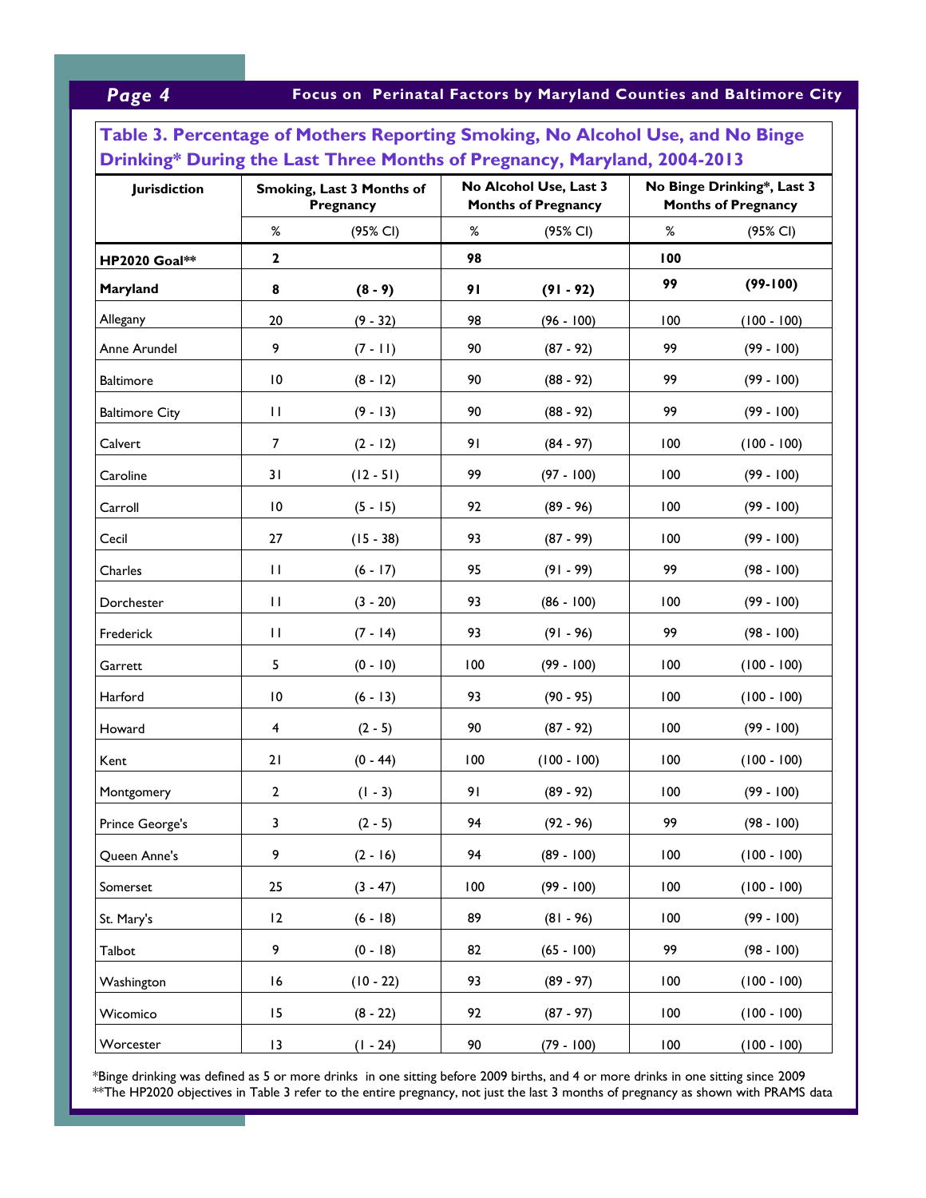## Table 3. Percentage of Mothers Reporting Smoking, No Alcohol Use, and No Binge Drinking* During the Last Three Months of Pregnancy, Maryland, 2004-2013

| Jurisdiction | Smoking, Last 3 Months of Pregnancy | | No Alcohol Use, Last 3 Months of Pregnancy | | No Binge Drinking*, Last 3 Months of Pregnancy | |
|---|---|---|---|---|---|---|
| | % | (95% CI) | % | (95% CI) | % | (95% CI) |
| **HP2020 Goal**** | **2** | | **98** | | **100** | |
| **Maryland** | **8** | **(8 - 9)** | **91** | **(91 - 92)** | **99** | **(99-100)** |
| Allegany | 20 | (9 - 32) | 98 | (96 - 100) | 100 | (100 - 100) |
| Anne Arundel | 9 | (7 - 11) | 90 | (87 - 92) | 99 | (99 - 100) |
| Baltimore | 10 | (8 - 12) | 90 | (88 - 92) | 99 | (99 - 100) |
| Baltimore City | 11 | (9 - 13) | 90 | (88 - 92) | 99 | (99 - 100) |
| Calvert | 7 | (2 - 12) | 91 | (84 - 97) | 100 | (100 - 100) |
| Caroline | 31 | (12 - 51) | 99 | (97 - 100) | 100 | (99 - 100) |
| Carroll | 10 | (5 - 15) | 92 | (89 - 96) | 100 | (99 - 100) |
| Cecil | 27 | (15 - 38) | 93 | (87 - 99) | 100 | (99 - 100) |
| Charles | 11 | (6 - 17) | 95 | (91 - 99) | 99 | (98 - 100) |
| Dorchester | 11 | (3 - 20) | 93 | (86 - 100) | 100 | (99 - 100) |
| Frederick | 11 | (7 - 14) | 93 | (91 - 96) | 99 | (98 - 100) |
| Garrett | 5 | (0 - 10) | 100 | (99 - 100) | 100 | (100 - 100) |
| Harford | 10 | (6 - 13) | 93 | (90 - 95) | 100 | (100 - 100) |
| Howard | 4 | (2 - 5) | 90 | (87 - 92) | 100 | (99 - 100) |
| Kent | 21 | (0 - 44) | 100 | (100 - 100) | 100 | (100 - 100) |
| Montgomery | 2 | (1 - 3) | 91 | (89 - 92) | 100 | (99 - 100) |
| Prince George's | 3 | (2 - 5) | 94 | (92 - 96) | 99 | (98 - 100) |
| Queen Anne's | 9 | (2 - 16) | 94 | (89 - 100) | 100 | (100 - 100) |
| Somerset | 25 | (3 - 47) | 100 | (99 - 100) | 100 | (100 - 100) |
| St. Mary's | 12 | (6 - 18) | 89 | (81 - 96) | 100 | (99 - 100) |
| Talbot | 9 | (0 - 18) | 82 | (65 - 100) | 99 | (98 - 100) |
| Washington | 16 | (10 - 22) | 93 | (89 - 97) | 100 | (100 - 100) |
| Wicomico | 15 | (8 - 22) | 92 | (87 - 97) | 100 | (100 - 100) |
| Worcester | 13 | (1 - 24) | 90 | (79 - 100) | 100 | (100 - 100) |

*Binge drinking was defined as 5 or more drinks in one sitting before 2009 births, and 4 or more drinks in one sitting since 2009
**The HP2020 objectives in Table 3 refer to the entire pregnancy, not just the last 3 months of pregnancy as shown with PRAMS data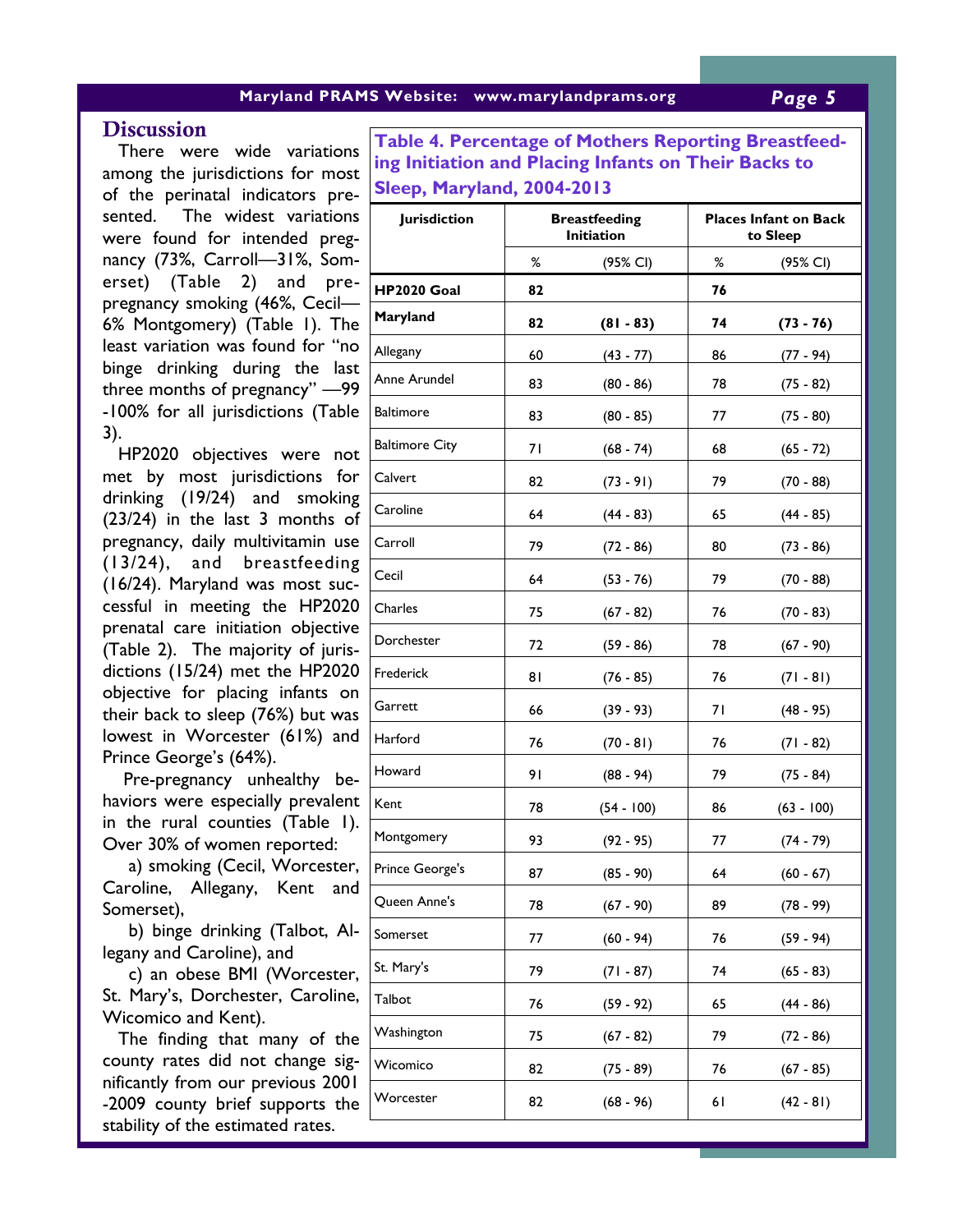## Discussion

There were wide variations among the jurisdictions for most of the perinatal indicators presented. The widest variations were found for intended pregnancy (73%, Carroll—31%, Somerset) (Table 2) and pre-pregnancy smoking (46%, Cecil—6% Montgomery) (Table 1). The least variation was found for "no binge drinking during the last three months of pregnancy" —99-100% for all jurisdictions (Table 3).

HP2020 objectives were not met by most jurisdictions for drinking (19/24) and smoking (23/24) in the last 3 months of pregnancy, daily multivitamin use (13/24), and breastfeeding (16/24). Maryland was most successful in meeting the HP2020 prenatal care initiation objective (Table 2). The majority of jurisdictions (15/24) met the HP2020 objective for placing infants on their back to sleep (76%) but was lowest in Worcester (61%) and Prince George's (64%).

Pre-pregnancy unhealthy behaviors were especially prevalent in the rural counties (Table 1). Over 30% of women reported:

a) smoking (Cecil, Worcester, Caroline, Allegany, Kent and Somerset),

b) binge drinking (Talbot, Allegany and Caroline), and

c) an obese BMI (Worcester, St. Mary's, Dorchester, Caroline, Wicomico and Kent).

The finding that many of the county rates did not change significantly from our previous 2001-2009 county brief supports the stability of the estimated rates.

**Table 4. Percentage of Mothers Reporting Breastfeeding Initiation and Placing Infants on Their Backs to Sleep, Maryland, 2004-2013**

| Jurisdiction | Breastfeeding Initiation | | Places Infant on Back to Sleep | |
|---|---|---|---|---|
| | % | (95% CI) | % | (95% CI) |
| **HP2020 Goal** | **82** | | **76** | |
| **Maryland** | **82** | **(81 - 83)** | **74** | **(73 - 76)** |
| Allegany | 60 | (43 - 77) | 86 | (77 - 94) |
| Anne Arundel | 83 | (80 - 86) | 78 | (75 - 82) |
| Baltimore | 83 | (80 - 85) | 77 | (75 - 80) |
| Baltimore City | 71 | (68 - 74) | 68 | (65 - 72) |
| Calvert | 82 | (73 - 91) | 79 | (70 - 88) |
| Caroline | 64 | (44 - 83) | 65 | (44 - 85) |
| Carroll | 79 | (72 - 86) | 80 | (73 - 86) |
| Cecil | 64 | (53 - 76) | 79 | (70 - 88) |
| Charles | 75 | (67 - 82) | 76 | (70 - 83) |
| Dorchester | 72 | (59 - 86) | 78 | (67 - 90) |
| Frederick | 81 | (76 - 85) | 76 | (71 - 81) |
| Garrett | 66 | (39 - 93) | 71 | (48 - 95) |
| Harford | 76 | (70 - 81) | 76 | (71 - 82) |
| Howard | 91 | (88 - 94) | 79 | (75 - 84) |
| Kent | 78 | (54 - 100) | 86 | (63 - 100) |
| Montgomery | 93 | (92 - 95) | 77 | (74 - 79) |
| Prince George's | 87 | (85 - 90) | 64 | (60 - 67) |
| Queen Anne's | 78 | (67 - 90) | 89 | (78 - 99) |
| Somerset | 77 | (60 - 94) | 76 | (59 - 94) |
| St. Mary's | 79 | (71 - 87) | 74 | (65 - 83) |
| Talbot | 76 | (59 - 92) | 65 | (44 - 86) |
| Washington | 75 | (67 - 82) | 79 | (72 - 86) |
| Wicomico | 82 | (75 - 89) | 76 | (67 - 85) |
| Worcester | 82 | (68 - 96) | 61 | (42 - 81) |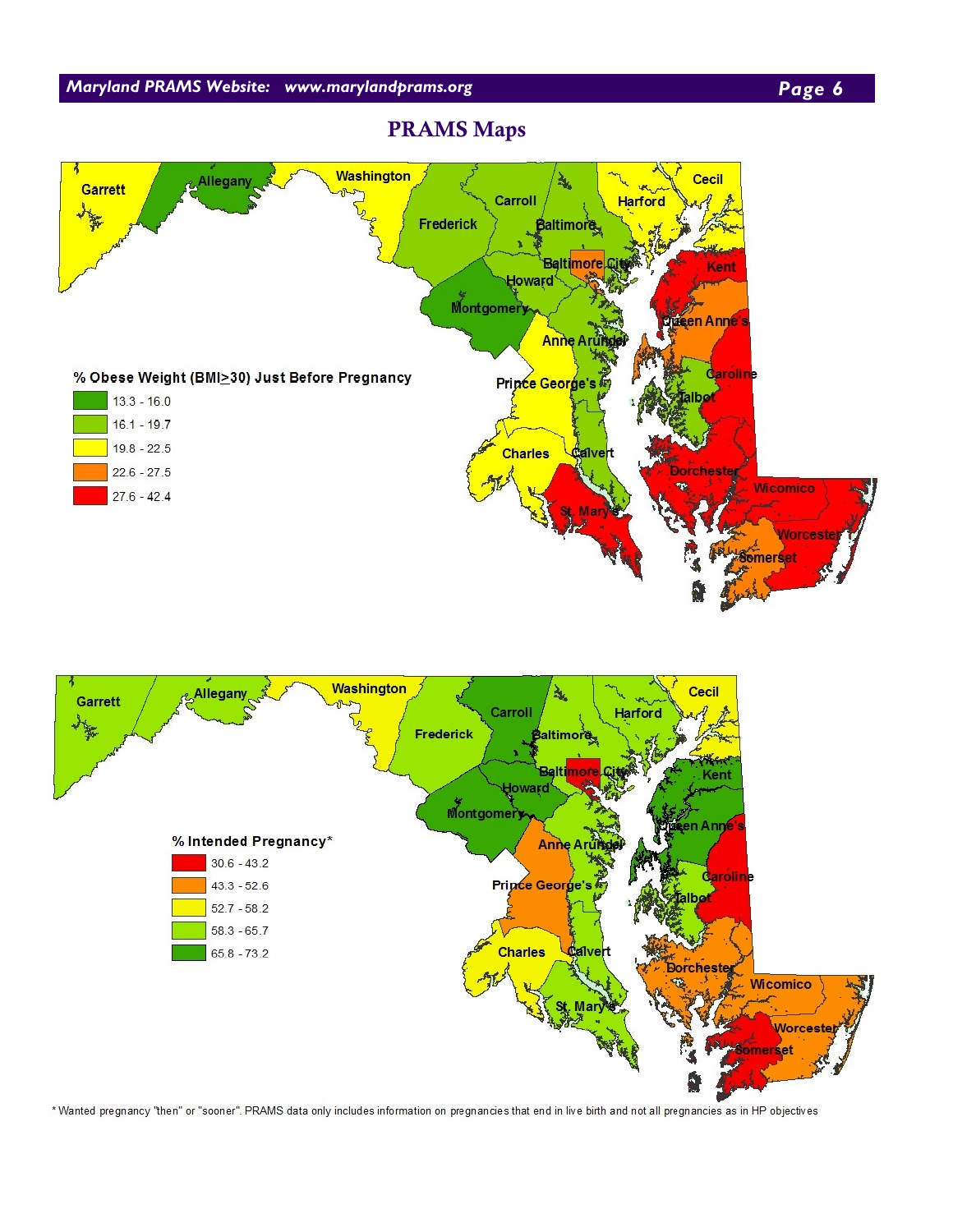# PRAMS Maps

Garrett
Allegany
Washington
Frederick
Carroll
Baltimore
Harford
Cecil
Baltimore City
Howard
Montgomery
Kent
Queen Anne's
Anne Arundel
Prince George's
Caroline
Talbot
Charles
Calvert
Dorchester
St. Mary's
Wicomico
Worcester
Somerset

% Obese Weight (BMI≥30) Just Before Pregnancy

13.3 - 16.0
16.1 - 19.7
19.8 - 22.5
22.6 - 27.5
27.6 - 42.4

Garrett
Allegany
Washington
Frederick
Carroll
Baltimore
Harford
Cecil
Baltimore City
Howard
Montgomery
Kent
Queen Anne's
Anne Arundel
Prince George's
Caroline
Talbot
Charles
Calvert
Dorchester
St. Mary's
Wicomico
Worcester
Somerset

% Intended Pregnancy*

30.6 - 43.2
43.3 - 52.6
52.7 - 58.2
58.3 - 65.7
65.8 - 73.2

* Wanted pregnancy "then" or "sooner". PRAMS data only includes information on pregnancies that end in live birth and not all pregnancies as in HP objectives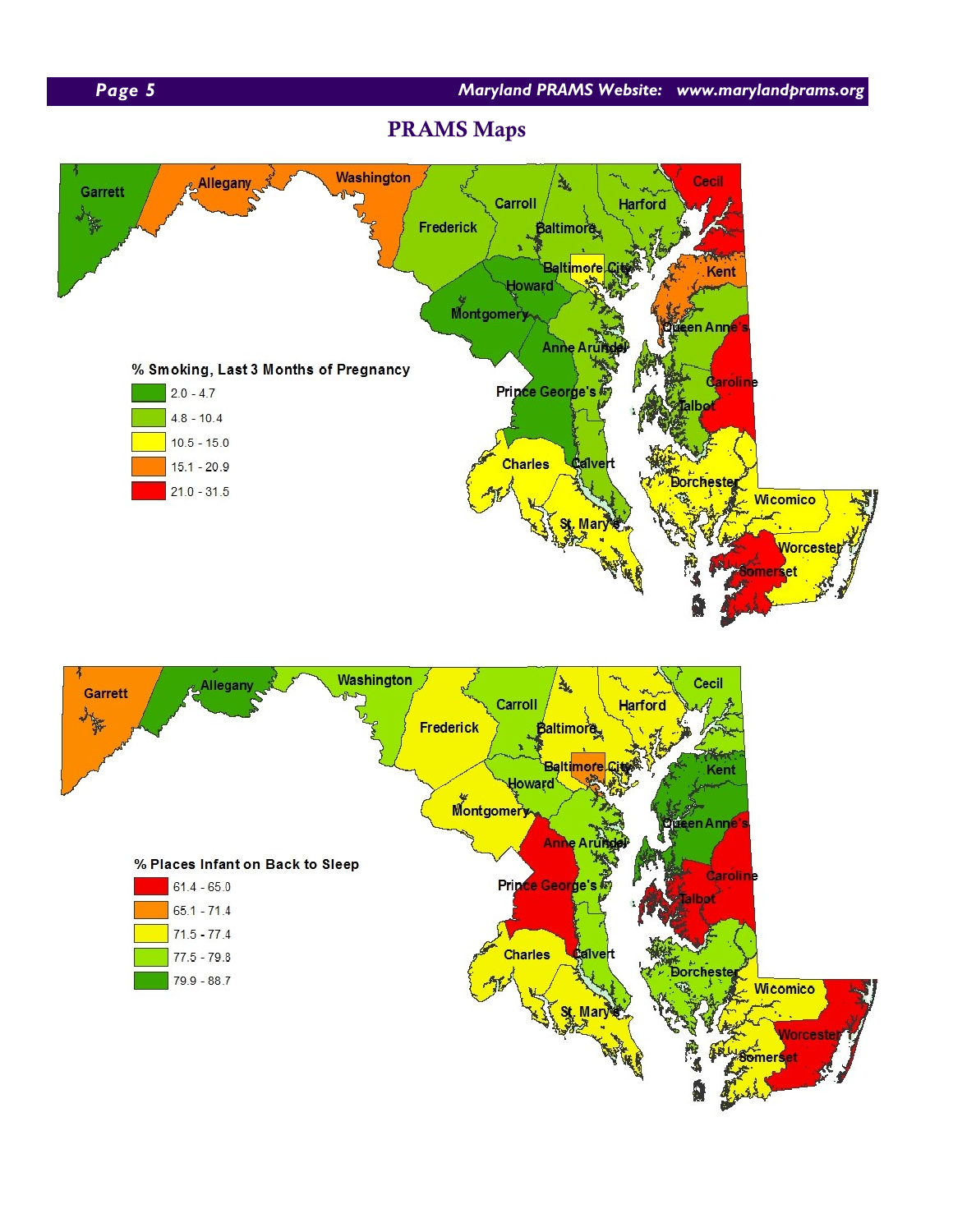# PRAMS Maps

Garrett
Allegany
Washington
Frederick
Carroll
Baltimore
Harford
Cecil
Baltimore City
Howard
Kent
Montgomery
Queen Anne's
Anne Arundel
Caroline
Prince George's
Talbot
Charles
Calvert
Dorchester
St. Mary's
Wicomico
Worcester
Somerset

% Smoking, Last 3 Months of Pregnancy

2.0 - 4.7
4.8 - 10.4
10.5 - 15.0
15.1 - 20.9
21.0 - 31.5

Garrett
Allegany
Washington
Frederick
Carroll
Baltimore
Harford
Cecil
Baltimore City
Howard
Kent
Montgomery
Queen Anne's
Anne Arundel
Caroline
Prince George's
Talbot
Charles
Calvert
Dorchester
St. Mary's
Wicomico
Worcester
Somerset

% Places Infant on Back to Sleep

61.4 - 65.0
65.1 - 71.4
71.5 - 77.4
77.5 - 79.8
79.9 - 88.7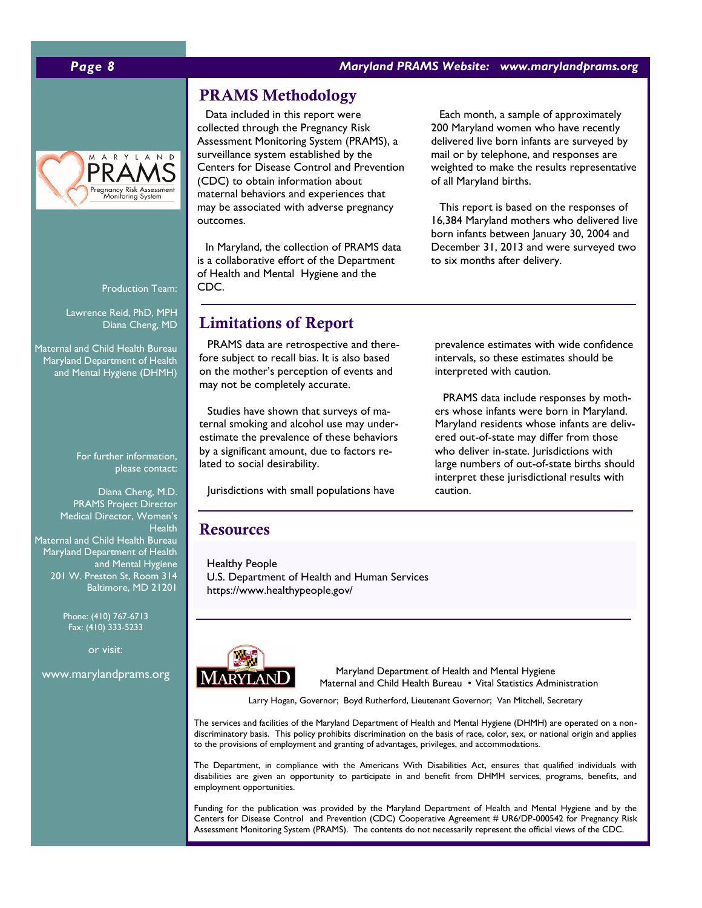## PRAMS Methodology

Data included in this report were collected through the Pregnancy Risk Assessment Monitoring System (PRAMS), a surveillance system established by the Centers for Disease Control and Prevention (CDC) to obtain information about maternal behaviors and experiences that may be associated with adverse pregnancy outcomes.

In Maryland, the collection of PRAMS data is a collaborative effort of the Department of Health and Mental Hygiene and the CDC.

Each month, a sample of approximately 200 Maryland women who have recently delivered live born infants are surveyed by mail or by telephone, and responses are weighted to make the results representative of all Maryland births.

This report is based on the responses of 16,384 Maryland mothers who delivered live born infants between January 30, 2004 and December 31, 2013 and were surveyed two to six months after delivery.

## Limitations of Report

PRAMS data are retrospective and therefore subject to recall bias. It is also based on the mother's perception of events and may not be completely accurate.

Studies have shown that surveys of maternal smoking and alcohol use may underestimate the prevalence of these behaviors by a significant amount, due to factors related to social desirability.

Jurisdictions with small populations have prevalence estimates with wide confidence intervals, so these estimates should be interpreted with caution.

PRAMS data include responses by mothers whose infants were born in Maryland. Maryland residents whose infants are delivered out-of-state may differ from those who deliver in-state. Jurisdictions with large numbers of out-of-state births should interpret these jurisdictional results with caution.

## Resources

Healthy People
U.S. Department of Health and Human Services
https://www.healthypeople.gov/

Maryland Department of Health and Mental Hygiene
Maternal and Child Health Bureau • Vital Statistics Administration

Larry Hogan, Governor; Boyd Rutherford, Lieutenant Governor; Van Mitchell, Secretary

The services and facilities of the Maryland Department of Health and Mental Hygiene (DHMH) are operated on a non-discriminatory basis. This policy prohibits discrimination on the basis of race, color, sex, or national origin and applies to the provisions of employment and granting of advantages, privileges, and accommodations.

The Department, in compliance with the Americans With Disabilities Act, ensures that qualified individuals with disabilities are given an opportunity to participate in and benefit from DHMH services, programs, benefits, and employment opportunities.

Funding for the publication was provided by the Maryland Department of Health and Mental Hygiene and by the Centers for Disease Control and Prevention (CDC) Cooperative Agreement # UR6/DP-000542 for Pregnancy Risk Assessment Monitoring System (PRAMS). The contents do not necessarily represent the official views of the CDC.

MARYLAND PRAMS
Pregnancy Risk Assessment Monitoring System

Production Team:

Lawrence Reid, PhD, MPH
Diana Cheng, MD

Maternal and Child Health Bureau
Maryland Department of Health and Mental Hygiene (DHMH)

For further information, please contact:

Diana Cheng, M.D.
PRAMS Project Director
Medical Director, Women's Health
Maternal and Child Health Bureau
Maryland Department of Health and Mental Hygiene
201 W. Preston St, Room 314
Baltimore, MD 21201

Phone: (410) 767-6713
Fax: (410) 333-5233

or visit:

www.marylandprams.org